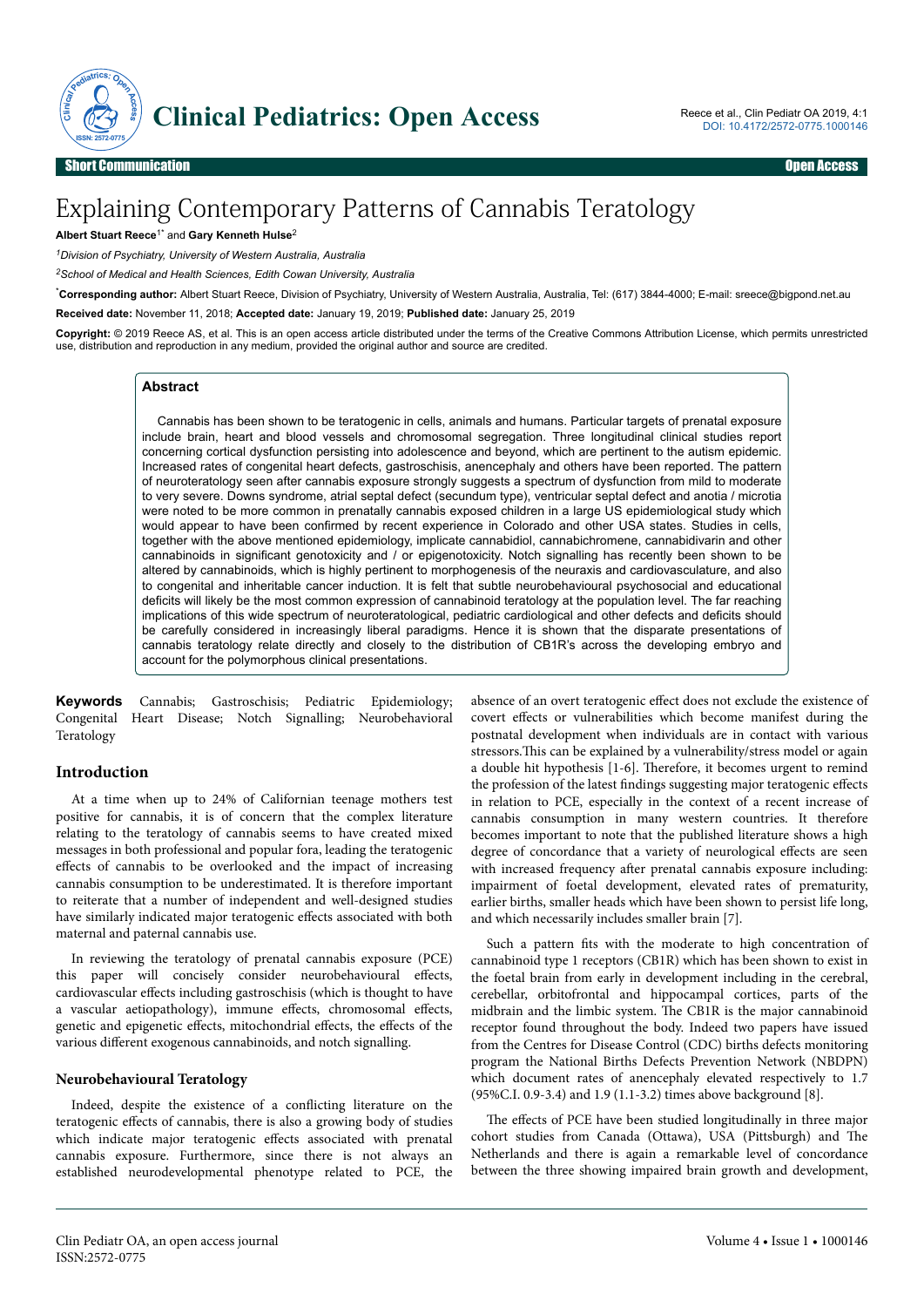Short Communication | Open Access

# Explaining Contemporary Patterns of Cannabis Teratology

**Albert Stuart Reece**[1*] and **Gary Kenneth Hulse**[2]

[1]*Division of Psychiatry, University of Western Australia, Australia*

[2]*School of Medical and Health Sciences, Edith Cowan University, Australia*

[*]**Corresponding author:** Albert Stuart Reece, Division of Psychiatry, University of Western Australia, Australia, Tel: (617) 3844-4000; E-mail: sreece@bigpond.net.au

**Received date:** November 11, 2018; **Accepted date:** January 19, 2019; **Published date:** January 25, 2019

**Copyright:** © 2019 Reece AS, et al. This is an open access article distributed under the terms of the Creative Commons Attribution License, which permits unrestricted use, distribution and reproduction in any medium, provided the original author and source are credited.

## Abstract

Cannabis has been shown to be teratogenic in cells, animals and humans. Particular targets of prenatal exposure include brain, heart and blood vessels and chromosomal segregation. Three longitudinal clinical studies report concerning cortical dysfunction persisting into adolescence and beyond, which are pertinent to the autism epidemic. Increased rates of congenital heart defects, gastroschisis, anencephaly and others have been reported. The pattern of neuroteratology seen after cannabis exposure strongly suggests a spectrum of dysfunction from mild to moderate to very severe. Downs syndrome, atrial septal defect (secundum type), ventricular septal defect and anotia / microtia were noted to be more common in prenatally cannabis exposed children in a large US epidemiological study which would appear to have been confirmed by recent experience in Colorado and other USA states. Studies in cells, together with the above mentioned epidemiology, implicate cannabidiol, cannabichromene, cannabidivarin and other cannabinoids in significant genotoxicity and / or epigenotoxicity. Notch signalling has recently been shown to be altered by cannabinoids, which is highly pertinent to morphogenesis of the neuraxis and cardiovasculature, and also to congenital and inheritable cancer induction. It is felt that subtle neurobehavioural psychosocial and educational deficits will likely be the most common expression of cannabinoid teratology at the population level. The far reaching implications of this wide spectrum of neuroteratological, pediatric cardiological and other defects and deficits should be carefully considered in increasingly liberal paradigms. Hence it is shown that the disparate presentations of cannabis teratology relate directly and closely to the distribution of CB1R's across the developing embryo and account for the polymorphous clinical presentations.

**Keywords** Cannabis; Gastroschisis; Pediatric Epidemiology; Congenital Heart Disease; Notch Signalling; Neurobehavioral Teratology

## Introduction

At a time when up to 24% of Californian teenage mothers test positive for cannabis, it is of concern that the complex literature relating to the teratology of cannabis seems to have created mixed messages in both professional and popular fora, leading the teratogenic effects of cannabis to be overlooked and the impact of increasing cannabis consumption to be underestimated. It is therefore important to reiterate that a number of independent and well-designed studies have similarly indicated major teratogenic effects associated with both maternal and paternal cannabis use.

In reviewing the teratology of prenatal cannabis exposure (PCE) this paper will concisely consider neurobehavioural effects, cardiovascular effects including gastroschisis (which is thought to have a vascular aetiopathology), immune effects, chromosomal effects, genetic and epigenetic effects, mitochondrial effects, the effects of the various different exogenous cannabinoids, and notch signalling.

### Neurobehavioural Teratology

Indeed, despite the existence of a conflicting literature on the teratogenic effects of cannabis, there is also a growing body of studies which indicate major teratogenic effects associated with prenatal cannabis exposure. Furthermore, since there is not always an established neurodevelopmental phenotype related to PCE, the absence of an overt teratogenic effect does not exclude the existence of covert effects or vulnerabilities which become manifest during the postnatal development when individuals are in contact with various stressors.This can be explained by a vulnerability/stress model or again a double hit hypothesis [1-6]. Therefore, it becomes urgent to remind the profession of the latest findings suggesting major teratogenic effects in relation to PCE, especially in the context of a recent increase of cannabis consumption in many western countries. It therefore becomes important to note that the published literature shows a high degree of concordance that a variety of neurological effects are seen with increased frequency after prenatal cannabis exposure including: impairment of foetal development, elevated rates of prematurity, earlier births, smaller heads which have been shown to persist life long, and which necessarily includes smaller brain [7].

Such a pattern fits with the moderate to high concentration of cannabinoid type 1 receptors (CB1R) which has been shown to exist in the foetal brain from early in development including in the cerebral, cerebellar, orbitofrontal and hippocampal cortices, parts of the midbrain and the limbic system. The CB1R is the major cannabinoid receptor found throughout the body. Indeed two papers have issued from the Centres for Disease Control (CDC) births defects monitoring program the National Births Defects Prevention Network (NBDPN) which document rates of anencephaly elevated respectively to 1.7 (95%C.I. 0.9-3.4) and 1.9 (1.1-3.2) times above background [8].

The effects of PCE have been studied longitudinally in three major cohort studies from Canada (Ottawa), USA (Pittsburgh) and The Netherlands and there is again a remarkable level of concordance between the three showing impaired brain growth and development,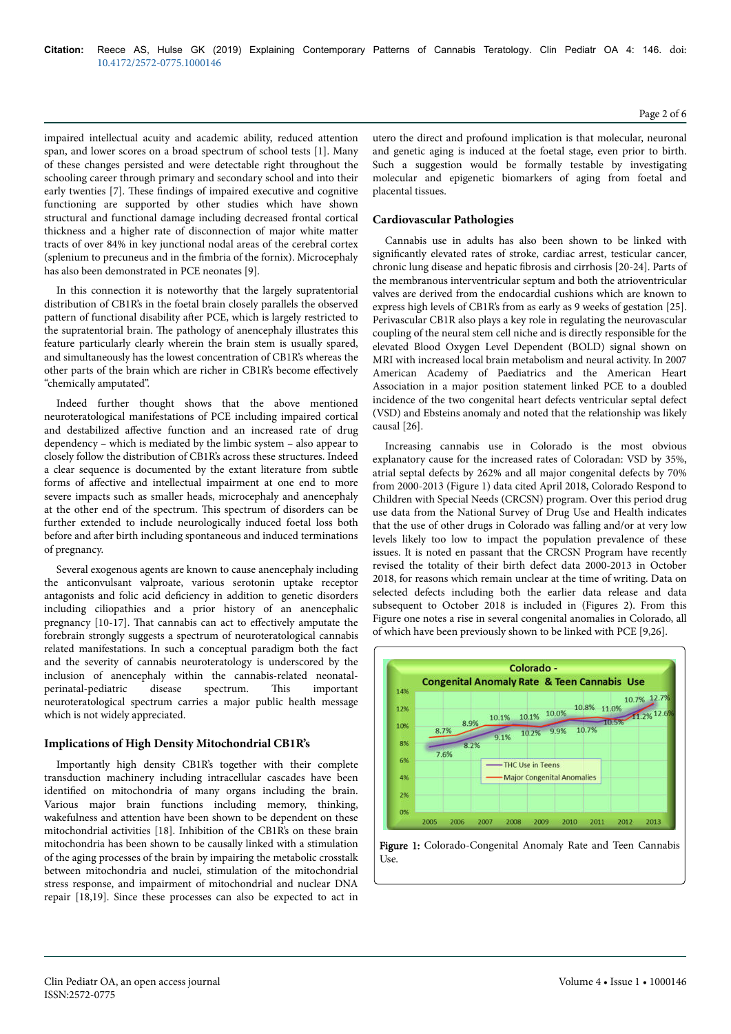impaired intellectual acuity and academic ability, reduced attention span, and lower scores on a broad spectrum of school tests [1]. Many of these changes persisted and were detectable right throughout the schooling career through primary and secondary school and into their early twenties [7]. These findings of impaired executive and cognitive functioning are supported by other studies which have shown structural and functional damage including decreased frontal cortical thickness and a higher rate of disconnection of major white matter tracts of over 84% in key junctional nodal areas of the cerebral cortex (splenium to precuneus and in the fimbria of the fornix). Microcephaly has also been demonstrated in PCE neonates [9].

In this connection it is noteworthy that the largely supratentorial distribution of CB1R's in the foetal brain closely parallels the observed pattern of functional disability after PCE, which is largely restricted to the supratentorial brain. The pathology of anencephaly illustrates this feature particularly clearly wherein the brain stem is usually spared, and simultaneously has the lowest concentration of CB1R's whereas the other parts of the brain which are richer in CB1R's become effectively "chemically amputated".

Indeed further thought shows that the above mentioned neuroteratological manifestations of PCE including impaired cortical and destabilized affective function and an increased rate of drug dependency – which is mediated by the limbic system – also appear to closely follow the distribution of CB1R's across these structures. Indeed a clear sequence is documented by the extant literature from subtle forms of affective and intellectual impairment at one end to more severe impacts such as smaller heads, microcephaly and anencephaly at the other end of the spectrum. This spectrum of disorders can be further extended to include neurologically induced foetal loss both before and after birth including spontaneous and induced terminations of pregnancy.

Several exogenous agents are known to cause anencephaly including the anticonvulsant valproate, various serotonin uptake receptor antagonists and folic acid deficiency in addition to genetic disorders including ciliopathies and a prior history of an anencephalic pregnancy [10-17]. That cannabis can act to effectively amputate the forebrain strongly suggests a spectrum of neuroteratological cannabis related manifestations. In such a conceptual paradigm both the fact and the severity of cannabis neuroteratology is underscored by the inclusion of anencephaly within the cannabis-related neonatal-perinatal-pediatric disease spectrum. This important neuroteratological spectrum carries a major public health message which is not widely appreciated.

## Implications of High Density Mitochondrial CB1R's

Importantly high density CB1R's together with their complete transduction machinery including intracellular cascades have been identified on mitochondria of many organs including the brain. Various major brain functions including memory, thinking, wakefulness and attention have been shown to be dependent on these mitochondrial activities [18]. Inhibition of the CB1R's on these brain mitochondria has been shown to be causally linked with a stimulation of the aging processes of the brain by impairing the metabolic crosstalk between mitochondria and nuclei, stimulation of the mitochondrial stress response, and impairment of mitochondrial and nuclear DNA repair [18,19]. Since these processes can also be expected to act in utero the direct and profound implication is that molecular, neuronal and genetic aging is induced at the foetal stage, even prior to birth. Such a suggestion would be formally testable by investigating molecular and epigenetic biomarkers of aging from foetal and placental tissues.

## Cardiovascular Pathologies

Cannabis use in adults has also been shown to be linked with significantly elevated rates of stroke, cardiac arrest, testicular cancer, chronic lung disease and hepatic fibrosis and cirrhosis [20-24]. Parts of the membranous interventricular septum and both the atrioventricular valves are derived from the endocardial cushions which are known to express high levels of CB1R's from as early as 9 weeks of gestation [25]. Perivascular CB1R also plays a key role in regulating the neurovascular coupling of the neural stem cell niche and is directly responsible for the elevated Blood Oxygen Level Dependent (BOLD) signal shown on MRI with increased local brain metabolism and neural activity. In 2007 American Academy of Paediatrics and the American Heart Association in a major position statement linked PCE to a doubled incidence of the two congenital heart defects ventricular septal defect (VSD) and Ebsteins anomaly and noted that the relationship was likely causal [26].

Increasing cannabis use in Colorado is the most obvious explanatory cause for the increased rates of Coloradan: VSD by 35%, atrial septal defects by 262% and all major congenital defects by 70% from 2000-2013 (Figure 1) data cited April 2018, Colorado Respond to Children with Special Needs (CRCSN) program. Over this period drug use data from the National Survey of Drug Use and Health indicates that the use of other drugs in Colorado was falling and/or at very low levels likely too low to impact the population prevalence of these issues. It is noted en passant that the CRCSN Program have recently revised the totality of their birth defect data 2000-2013 in October 2018, for reasons which remain unclear at the time of writing. Data on selected defects including both the earlier data release and data subsequent to October 2018 is included in (Figures 2). From this Figure one notes a rise in several congenital anomalies in Colorado, all of which have been previously shown to be linked with PCE [9,26].

**Figure 1:** Colorado-Congenital Anomaly Rate and Teen Cannabis Use.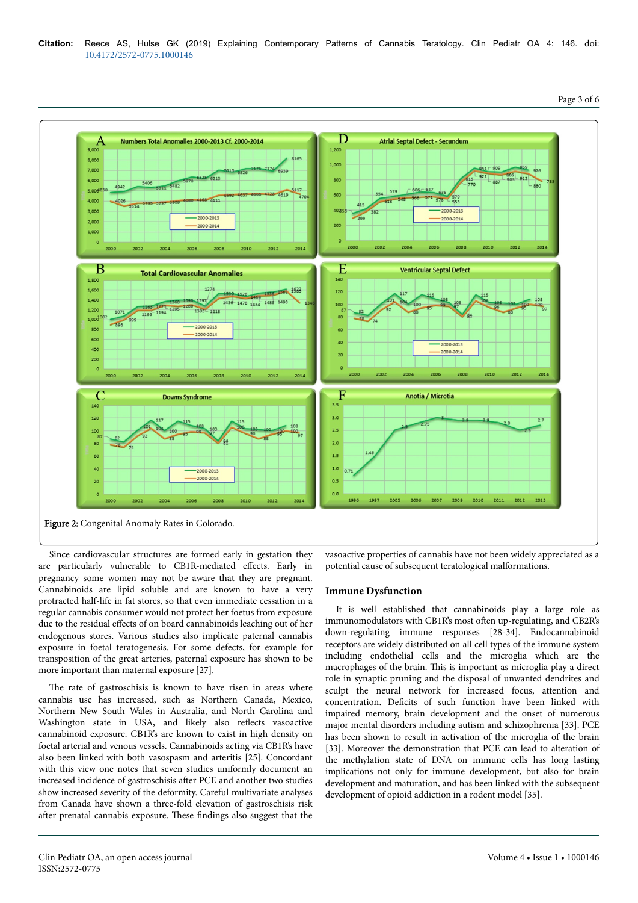Figure 2: Congenital Anomaly Rates in Colorado.

Since cardiovascular structures are formed early in gestation they are particularly vulnerable to CB1R-mediated effects. Early in pregnancy some women may not be aware that they are pregnant. Cannabinoids are lipid soluble and are known to have a very protracted half-life in fat stores, so that even immediate cessation in a regular cannabis consumer would not protect her foetus from exposure due to the residual effects of on board cannabinoids leaching out of her endogenous stores. Various studies also implicate paternal cannabis exposure in foetal teratogenesis. For some defects, for example for transposition of the great arteries, paternal exposure has shown to be more important than maternal exposure [27].

The rate of gastroschisis is known to have risen in areas where cannabis use has increased, such as Northern Canada, Mexico, Northern New South Wales in Australia, and North Carolina and Washington state in USA, and likely also reflects vasoactive cannabinoid exposure. CB1R's are known to exist in high density on foetal arterial and venous vessels. Cannabinoids acting via CB1R's have also been linked with both vasospasm and arteritis [25]. Concordant with this view one notes that seven studies uniformly document an increased incidence of gastroschisis after PCE and another two studies show increased severity of the deformity. Careful multivariate analyses from Canada have shown a three-fold elevation of gastroschisis risk after prenatal cannabis exposure. These findings also suggest that the vasoactive properties of cannabis have not been widely appreciated as a potential cause of subsequent teratological malformations.

## Immune Dysfunction

It is well established that cannabinoids play a large role as immunomodulators with CB1R's most often up-regulating, and CB2R's down-regulating immune responses [28-34]. Endocannabinoid receptors are widely distributed on all cell types of the immune system including endothelial cells and the microglia which are the macrophages of the brain. This is important as microglia play a direct role in synaptic pruning and the disposal of unwanted dendrites and sculpt the neural network for increased focus, attention and concentration. Deficits of such function have been linked with impaired memory, brain development and the onset of numerous major mental disorders including autism and schizophrenia [33]. PCE has been shown to result in activation of the microglia of the brain [33]. Moreover the demonstration that PCE can lead to alteration of the methylation state of DNA on immune cells has long lasting implications not only for immune development, but also for brain development and maturation, and has been linked with the subsequent development of opioid addiction in a rodent model [35].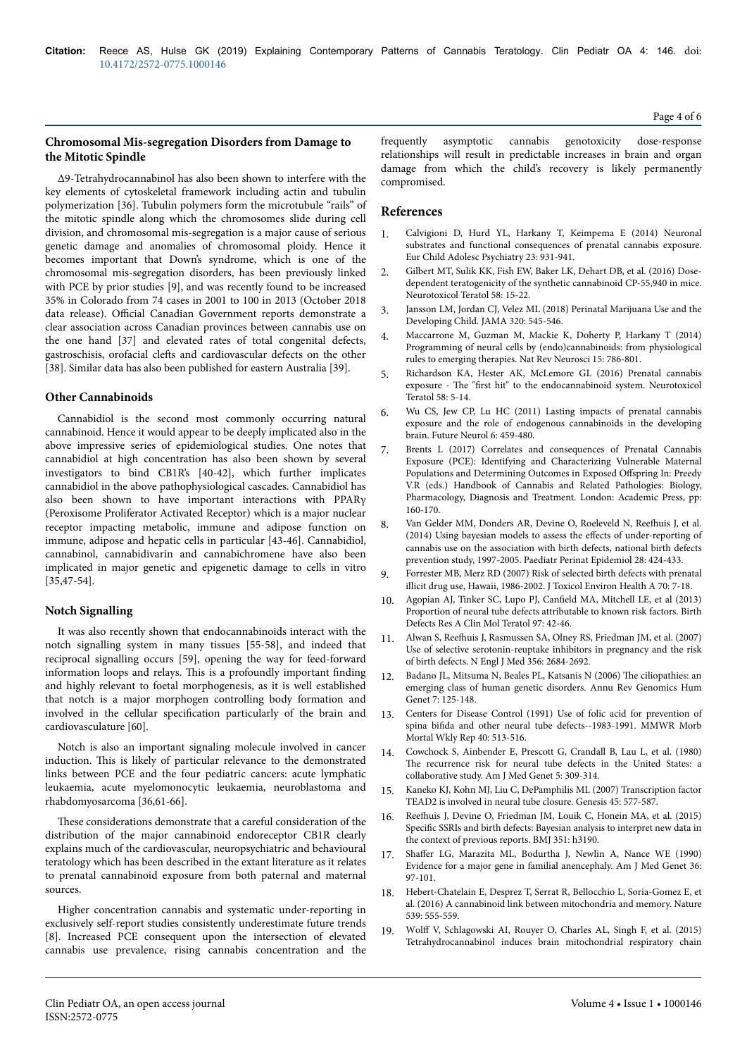### Chromosomal Mis-segregation Disorders from Damage to the Mitotic Spindle

Δ9-Tetrahydrocannabinol has also been shown to interfere with the key elements of cytoskeletal framework including actin and tubulin polymerization [36]. Tubulin polymers form the microtubule "rails" of the mitotic spindle along which the chromosomes slide during cell division, and chromosomal mis-segregation is a major cause of serious genetic damage and anomalies of chromosomal ploidy. Hence it becomes important that Down's syndrome, which is one of the chromosomal mis-segregation disorders, has been previously linked with PCE by prior studies [9], and was recently found to be increased 35% in Colorado from 74 cases in 2001 to 100 in 2013 (October 2018 data release). Official Canadian Government reports demonstrate a clear association across Canadian provinces between cannabis use on the one hand [37] and elevated rates of total congenital defects, gastroschisis, orofacial clefts and cardiovascular defects on the other [38]. Similar data has also been published for eastern Australia [39].

### Other Cannabinoids

Cannabidiol is the second most commonly occurring natural cannabinoid. Hence it would appear to be deeply implicated also in the above impressive series of epidemiological studies. One notes that cannabidiol at high concentration has also been shown by several investigators to bind CB1R's [40-42], which further implicates cannabidiol in the above pathophysiological cascades. Cannabidiol has also been shown to have important interactions with PPARγ (Peroxisome Proliferator Activated Receptor) which is a major nuclear receptor impacting metabolic, immune and adipose function on immune, adipose and hepatic cells in particular [43-46]. Cannabidiol, cannabinol, cannabidivarin and cannabichromene have also been implicated in major genetic and epigenetic damage to cells in vitro [35,47-54].

### Notch Signalling

It was also recently shown that endocannabinoids interact with the notch signalling system in many tissues [55-58], and indeed that reciprocal signalling occurs [59], opening the way for feed-forward information loops and relays. This is a profoundly important finding and highly relevant to foetal morphogenesis, as it is well established that notch is a major morphogen controlling body formation and involved in the cellular specification particularly of the brain and cardiovasculature [60].

Notch is also an important signaling molecule involved in cancer induction. This is likely of particular relevance to the demonstrated links between PCE and the four pediatric cancers: acute lymphatic leukaemia, acute myelomonocytic leukaemia, neuroblastoma and rhabdomyosarcoma [36,61-66].

These considerations demonstrate that a careful consideration of the distribution of the major cannabinoid endoreceptor CB1R clearly explains much of the cardiovascular, neuropsychiatric and behavioural teratology which has been described in the extant literature as it relates to prenatal cannabinoid exposure from both paternal and maternal sources.

Higher concentration cannabis and systematic under-reporting in exclusively self-report studies consistently underestimate future trends [8]. Increased PCE consequent upon the intersection of elevated cannabis use prevalence, rising cannabis concentration and the frequently asymptotic cannabis genotoxicity dose-response relationships will result in predictable increases in brain and organ damage from which the child's recovery is likely permanently compromised.

## References

1. Calvigioni D, Hurd YL, Harkany T, Keimpema E (2014) Neuronal substrates and functional consequences of prenatal cannabis exposure. Eur Child Adolesc Psychiatry 23: 931-941.
2. Gilbert MT, Sulik KK, Fish EW, Baker LK, Dehart DB, et al. (2016) Dose-dependent teratogenicity of the synthetic cannabinoid CP-55,940 in mice. Neurotoxicol Teratol 58: 15-22.
3. Jansson LM, Jordan CJ, Velez ML (2018) Perinatal Marijuana Use and the Developing Child. JAMA 320: 545-546.
4. Maccarrone M, Guzman M, Mackie K, Doherty P, Harkany T (2014) Programming of neural cells by (endo)cannabinoids: from physiological rules to emerging therapies. Nat Rev Neurosci 15: 786-801.
5. Richardson KA, Hester AK, McLemore GL (2016) Prenatal cannabis exposure - The "first hit" to the endocannabinoid system. Neurotoxicol Teratol 58: 5-14.
6. Wu CS, Jew CP, Lu HC (2011) Lasting impacts of prenatal cannabis exposure and the role of endogenous cannabinoids in the developing brain. Future Neurol 6: 459-480.
7. Brents L (2017) Correlates and consequences of Prenatal Cannabis Exposure (PCE): Identifying and Characterizing Vulnerable Maternal Populations and Determining Outcomes in Exposed Offspring In: Preedy V.R (eds.) Handbook of Cannabis and Related Pathologies: Biology, Pharmacology, Diagnosis and Treatment. London: Academic Press, pp: 160-170.
8. Van Gelder MM, Donders AR, Devine O, Roeleveld N, Reefhuis J, et al. (2014) Using bayesian models to assess the effects of under-reporting of cannabis use on the association with birth defects, national birth defects prevention study, 1997-2005. Paediatr Perinat Epidemiol 28: 424-433.
9. Forrester MB, Merz RD (2007) Risk of selected birth defects with prenatal illicit drug use, Hawaii, 1986-2002. J Toxicol Environ Health A 70: 7-18.
10. Agopian AJ, Tinker SC, Lupo PJ, Canfield MA, Mitchell LE, et al (2013) Proportion of neural tube defects attributable to known risk factors. Birth Defects Res A Clin Mol Teratol 97: 42-46.
11. Alwan S, Reefhuis J, Rasmussen SA, Olney RS, Friedman JM, et al. (2007) Use of selective serotonin-reuptake inhibitors in pregnancy and the risk of birth defects. N Engl J Med 356: 2684-2692.
12. Badano JL, Mitsuma N, Beales PL, Katsanis N (2006) The ciliopathies: an emerging class of human genetic disorders. Annu Rev Genomics Hum Genet 7: 125-148.
13. Centers for Disease Control (1991) Use of folic acid for prevention of spina bifida and other neural tube defects--1983-1991. MMWR Morb Mortal Wkly Rep 40: 513-516.
14. Cowchock S, Ainbender E, Prescott G, Crandall B, Lau L, et al. (1980) The recurrence risk for neural tube defects in the United States: a collaborative study. Am J Med Genet 5: 309-314.
15. Kaneko KJ, Kohn MJ, Liu C, DePamphilis ML (2007) Transcription factor TEAD2 is involved in neural tube closure. Genesis 45: 577-587.
16. Reefhuis J, Devine O, Friedman JM, Louik C, Honein MA, et al. (2015) Specific SSRIs and birth defects: Bayesian analysis to interpret new data in the context of previous reports. BMJ 351: h3190.
17. Shaffer LG, Marazita ML, Bodurtha J, Newlin A, Nance WE (1990) Evidence for a major gene in familial anencephaly. Am J Med Genet 36: 97-101.
18. Hebert-Chatelain E, Desprez T, Serrat R, Bellocchio L, Soria-Gomez E, et al. (2016) A cannabinoid link between mitochondria and memory. Nature 539: 555-559.
19. Wolff V, Schlagowski AI, Rouyer O, Charles AL, Singh F, et al. (2015) Tetrahydrocannabinol induces brain mitochondrial respiratory chain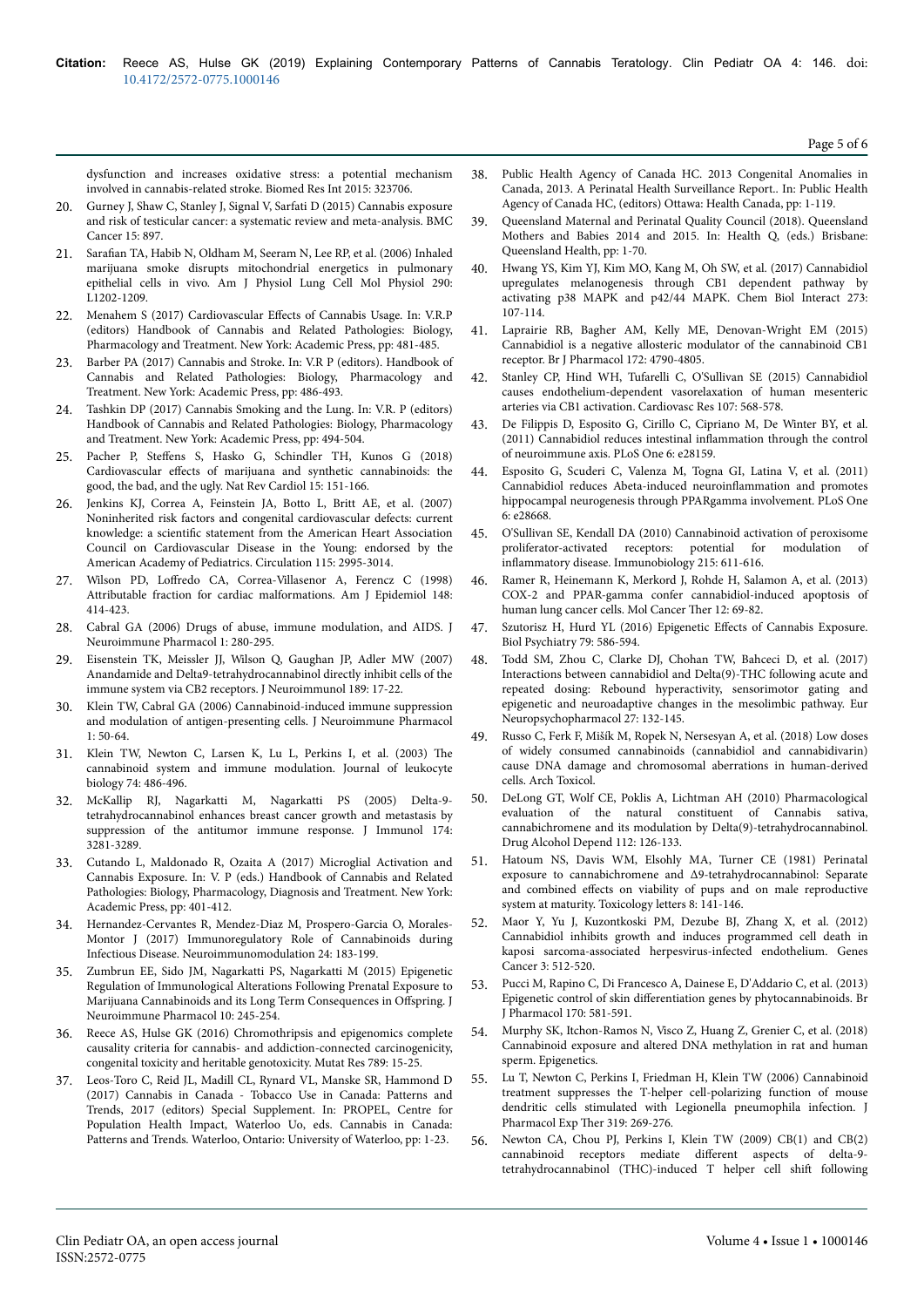dysfunction and increases oxidative stress: a potential mechanism involved in cannabis-related stroke. Biomed Res Int 2015: 323706.

20. Gurney J, Shaw C, Stanley J, Signal V, Sarfati D (2015) Cannabis exposure and risk of testicular cancer: a systematic review and meta-analysis. BMC Cancer 15: 897.
21. Sarafian TA, Habib N, Oldham M, Seeram N, Lee RP, et al. (2006) Inhaled marijuana smoke disrupts mitochondrial energetics in pulmonary epithelial cells in vivo. Am J Physiol Lung Cell Mol Physiol 290: L1202-1209.
22. Menahem S (2017) Cardiovascular Effects of Cannabis Usage. In: V.R.P (editors) Handbook of Cannabis and Related Pathologies: Biology, Pharmacology and Treatment. New York: Academic Press, pp: 481-485.
23. Barber PA (2017) Cannabis and Stroke. In: V.R P (editors). Handbook of Cannabis and Related Pathologies: Biology, Pharmacology and Treatment. New York: Academic Press, pp: 486-493.
24. Tashkin DP (2017) Cannabis Smoking and the Lung. In: V.R. P (editors) Handbook of Cannabis and Related Pathologies: Biology, Pharmacology and Treatment. New York: Academic Press, pp: 494-504.
25. Pacher P, Steffens S, Hasko G, Schindler TH, Kunos G (2018) Cardiovascular effects of marijuana and synthetic cannabinoids: the good, the bad, and the ugly. Nat Rev Cardiol 15: 151-166.
26. Jenkins KJ, Correa A, Feinstein JA, Botto L, Britt AE, et al. (2007) Noninherited risk factors and congenital cardiovascular defects: current knowledge: a scientific statement from the American Heart Association Council on Cardiovascular Disease in the Young: endorsed by the American Academy of Pediatrics. Circulation 115: 2995-3014.
27. Wilson PD, Loffredo CA, Correa-Villasenor A, Ferencz C (1998) Attributable fraction for cardiac malformations. Am J Epidemiol 148: 414-423.
28. Cabral GA (2006) Drugs of abuse, immune modulation, and AIDS. J Neuroimmune Pharmacol 1: 280-295.
29. Eisenstein TK, Meissler JJ, Wilson Q, Gaughan JP, Adler MW (2007) Anandamide and Delta9-tetrahydrocannabinol directly inhibit cells of the immune system via CB2 receptors. J Neuroimmunol 189: 17-22.
30. Klein TW, Cabral GA (2006) Cannabinoid-induced immune suppression and modulation of antigen-presenting cells. J Neuroimmune Pharmacol 1: 50-64.
31. Klein TW, Newton C, Larsen K, Lu L, Perkins I, et al. (2003) The cannabinoid system and immune modulation. Journal of leukocyte biology 74: 486-496.
32. McKallip RJ, Nagarkatti M, Nagarkatti PS (2005) Delta-9-tetrahydrocannabinol enhances breast cancer growth and metastasis by suppression of the antitumor immune response. J Immunol 174: 3281-3289.
33. Cutando L, Maldonado R, Ozaita A (2017) Microglial Activation and Cannabis Exposure. In: V. P (eds.) Handbook of Cannabis and Related Pathologies: Biology, Pharmacology, Diagnosis and Treatment. New York: Academic Press, pp: 401-412.
34. Hernandez-Cervantes R, Mendez-Diaz M, Prospero-Garcia O, Morales-Montor J (2017) Immunoregulatory Role of Cannabinoids during Infectious Disease. Neuroimmunomodulation 24: 183-199.
35. Zumbrun EE, Sido JM, Nagarkatti PS, Nagarkatti M (2015) Epigenetic Regulation of Immunological Alterations Following Prenatal Exposure to Marijuana Cannabinoids and its Long Term Consequences in Offspring. J Neuroimmune Pharmacol 10: 245-254.
36. Reece AS, Hulse GK (2016) Chromothripsis and epigenomics complete causality criteria for cannabis- and addiction-connected carcinogenicity, congenital toxicity and heritable genotoxicity. Mutat Res 789: 15-25.
37. Leos-Toro C, Reid JL, Madill CL, Rynard VL, Manske SR, Hammond D (2017) Cannabis in Canada - Tobacco Use in Canada: Patterns and Trends, 2017 (editors) Special Supplement. In: PROPEL, Centre for Population Health Impact, Waterloo Uo, eds. Cannabis in Canada: Patterns and Trends. Waterloo, Ontario: University of Waterloo, pp: 1-23.
38. Public Health Agency of Canada HC. 2013 Congenital Anomalies in Canada, 2013. A Perinatal Health Surveillance Report.. In: Public Health Agency of Canada HC, (editors) Ottawa: Health Canada, pp: 1-119.
39. Queensland Maternal and Perinatal Quality Council (2018). Queensland Mothers and Babies 2014 and 2015. In: Health Q, (eds.) Brisbane: Queensland Health, pp: 1-70.
40. Hwang YS, Kim YJ, Kim MO, Kang M, Oh SW, et al. (2017) Cannabidiol upregulates melanogenesis through CB1 dependent pathway by activating p38 MAPK and p42/44 MAPK. Chem Biol Interact 273: 107-114.
41. Laprairie RB, Bagher AM, Kelly ME, Denovan-Wright EM (2015) Cannabidiol is a negative allosteric modulator of the cannabinoid CB1 receptor. Br J Pharmacol 172: 4790-4805.
42. Stanley CP, Hind WH, Tufarelli C, O'Sullivan SE (2015) Cannabidiol causes endothelium-dependent vasorelaxation of human mesenteric arteries via CB1 activation. Cardiovasc Res 107: 568-578.
43. De Filippis D, Esposito G, Cirillo C, Cipriano M, De Winter BY, et al. (2011) Cannabidiol reduces intestinal inflammation through the control of neuroimmune axis. PLoS One 6: e28159.
44. Esposito G, Scuderi C, Valenza M, Togna GI, Latina V, et al. (2011) Cannabidiol reduces Abeta-induced neuroinflammation and promotes hippocampal neurogenesis through PPARgamma involvement. PLoS One 6: e28668.
45. O'Sullivan SE, Kendall DA (2010) Cannabinoid activation of peroxisome proliferator-activated receptors: potential for modulation of inflammatory disease. Immunobiology 215: 611-616.
46. Ramer R, Heinemann K, Merkord J, Rohde H, Salamon A, et al. (2013) COX-2 and PPAR-gamma confer cannabidiol-induced apoptosis of human lung cancer cells. Mol Cancer Ther 12: 69-82.
47. Szutorisz H, Hurd YL (2016) Epigenetic Effects of Cannabis Exposure. Biol Psychiatry 79: 586-594.
48. Todd SM, Zhou C, Clarke DJ, Chohan TW, Bahceci D, et al. (2017) Interactions between cannabidiol and Delta(9)-THC following acute and repeated dosing: Rebound hyperactivity, sensorimotor gating and epigenetic and neuroadaptive changes in the mesolimbic pathway. Eur Neuropsychopharmacol 27: 132-145.
49. Russo C, Ferk F, Mišík M, Ropek N, Nersesyan A, et al. (2018) Low doses of widely consumed cannabinoids (cannabidiol and cannabidivarin) cause DNA damage and chromosomal aberrations in human-derived cells. Arch Toxicol.
50. DeLong GT, Wolf CE, Poklis A, Lichtman AH (2010) Pharmacological evaluation of the natural constituent of Cannabis sativa, cannabichromene and its modulation by Delta(9)-tetrahydrocannabinol. Drug Alcohol Depend 112: 126-133.
51. Hatoum NS, Davis WM, Elsohly MA, Turner CE (1981) Perinatal exposure to cannabichromene and Δ9-tetrahydrocannabinol: Separate and combined effects on viability of pups and on male reproductive system at maturity. Toxicology letters 8: 141-146.
52. Maor Y, Yu J, Kuzontkoski PM, Dezube BJ, Zhang X, et al. (2012) Cannabidiol inhibits growth and induces programmed cell death in kaposi sarcoma-associated herpesvirus-infected endothelium. Genes Cancer 3: 512-520.
53. Pucci M, Rapino C, Di Francesco A, Dainese E, D'Addario C, et al. (2013) Epigenetic control of skin differentiation genes by phytocannabinoids. Br J Pharmacol 170: 581-591.
54. Murphy SK, Itchon-Ramos N, Visco Z, Huang Z, Grenier C, et al. (2018) Cannabinoid exposure and altered DNA methylation in rat and human sperm. Epigenetics.
55. Lu T, Newton C, Perkins I, Friedman H, Klein TW (2006) Cannabinoid treatment suppresses the T-helper cell-polarizing function of mouse dendritic cells stimulated with Legionella pneumophila infection. J Pharmacol Exp Ther 319: 269-276.
56. Newton CA, Chou PJ, Perkins I, Klein TW (2009) CB(1) and CB(2) cannabinoid receptors mediate different aspects of delta-9-tetrahydrocannabinol (THC)-induced T helper cell shift following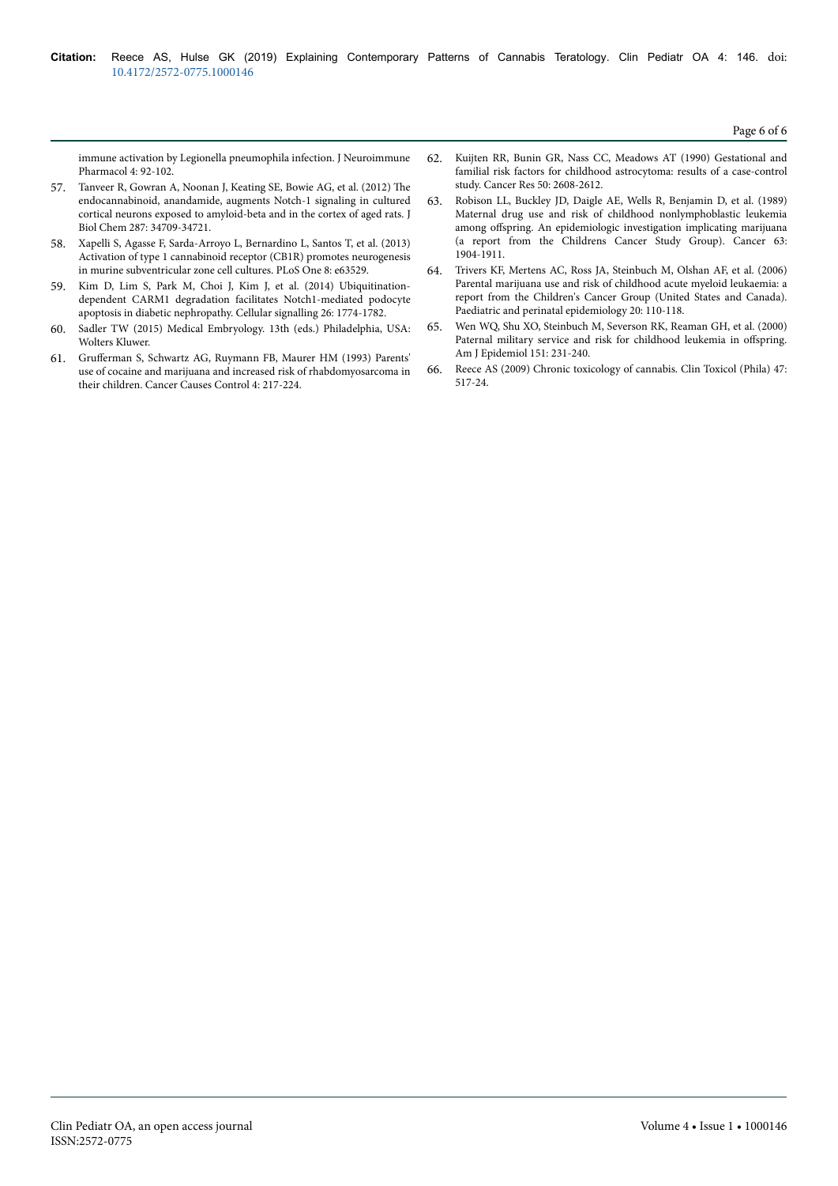immune activation by Legionella pneumophila infection. J Neuroimmune Pharmacol 4: 92-102.

57. Tanveer R, Gowran A, Noonan J, Keating SE, Bowie AG, et al. (2012) The endocannabinoid, anandamide, augments Notch-1 signaling in cultured cortical neurons exposed to amyloid-beta and in the cortex of aged rats. J Biol Chem 287: 34709-34721.

58. Xapelli S, Agasse F, Sarda-Arroyo L, Bernardino L, Santos T, et al. (2013) Activation of type 1 cannabinoid receptor (CB1R) promotes neurogenesis in murine subventricular zone cell cultures. PLoS One 8: e63529.

59. Kim D, Lim S, Park M, Choi J, Kim J, et al. (2014) Ubiquitination-dependent CARM1 degradation facilitates Notch1-mediated podocyte apoptosis in diabetic nephropathy. Cellular signalling 26: 1774-1782.

60. Sadler TW (2015) Medical Embryology. 13th (eds.) Philadelphia, USA: Wolters Kluwer.

61. Grufferman S, Schwartz AG, Ruymann FB, Maurer HM (1993) Parents' use of cocaine and marijuana and increased risk of rhabdomyosarcoma in their children. Cancer Causes Control 4: 217-224.

62. Kuijten RR, Bunin GR, Nass CC, Meadows AT (1990) Gestational and familial risk factors for childhood astrocytoma: results of a case-control study. Cancer Res 50: 2608-2612.

63. Robison LL, Buckley JD, Daigle AE, Wells R, Benjamin D, et al. (1989) Maternal drug use and risk of childhood nonlymphoblastic leukemia among offspring. An epidemiologic investigation implicating marijuana (a report from the Childrens Cancer Study Group). Cancer 63: 1904-1911.

64. Trivers KF, Mertens AC, Ross JA, Steinbuch M, Olshan AF, et al. (2006) Parental marijuana use and risk of childhood acute myeloid leukaemia: a report from the Children's Cancer Group (United States and Canada). Paediatric and perinatal epidemiology 20: 110-118.

65. Wen WQ, Shu XO, Steinbuch M, Severson RK, Reaman GH, et al. (2000) Paternal military service and risk for childhood leukemia in offspring. Am J Epidemiol 151: 231-240.

66. Reece AS (2009) Chronic toxicology of cannabis. Clin Toxicol (Phila) 47: 517-24.